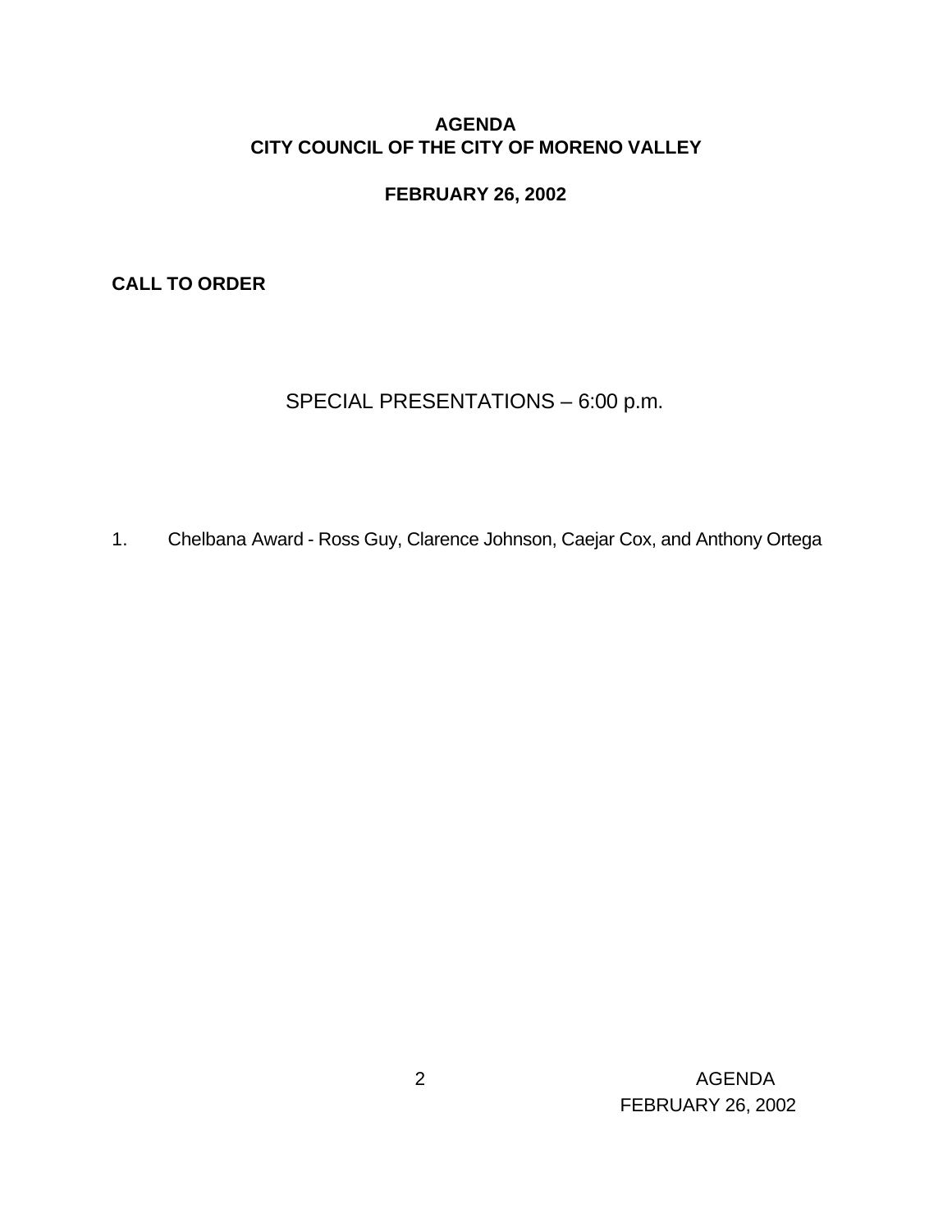# AGENDA
# CITY COUNCIL OF THE CITY OF MORENO VALLEY

## FEBRUARY 26, 2002

**CALL TO ORDER**

## SPECIAL PRESENTATIONS – 6:00 p.m.

1. Chelbana Award - Ross Guy, Clarence Johnson, Caejar Cox, and Anthony Ortega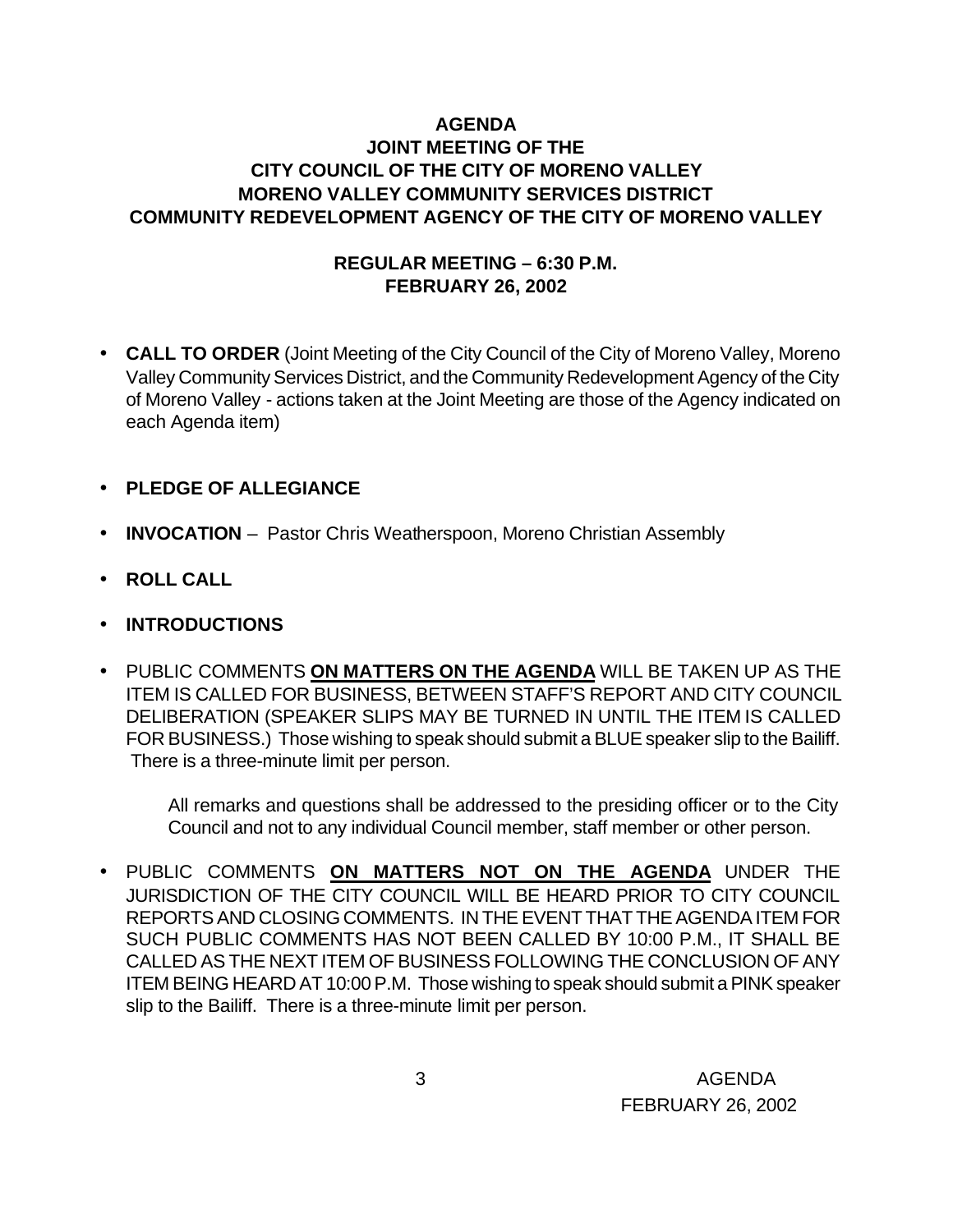**AGENDA**
**JOINT MEETING OF THE**
**CITY COUNCIL OF THE CITY OF MORENO VALLEY**
**MORENO VALLEY COMMUNITY SERVICES DISTRICT**
**COMMUNITY REDEVELOPMENT AGENCY OF THE CITY OF MORENO VALLEY**

**REGULAR MEETING – 6:30 P.M.**
**FEBRUARY 26, 2002**

- **CALL TO ORDER** (Joint Meeting of the City Council of the City of Moreno Valley, Moreno Valley Community Services District, and the Community Redevelopment Agency of the City of Moreno Valley - actions taken at the Joint Meeting are those of the Agency indicated on each Agenda item)

- **PLEDGE OF ALLEGIANCE**

- **INVOCATION** – Pastor Chris Weatherspoon, Moreno Christian Assembly

- **ROLL CALL**

- **INTRODUCTIONS**

- PUBLIC COMMENTS **ON MATTERS ON THE AGENDA** WILL BE TAKEN UP AS THE ITEM IS CALLED FOR BUSINESS, BETWEEN STAFF'S REPORT AND CITY COUNCIL DELIBERATION (SPEAKER SLIPS MAY BE TURNED IN UNTIL THE ITEM IS CALLED FOR BUSINESS.) Those wishing to speak should submit a BLUE speaker slip to the Bailiff. There is a three-minute limit per person.

  All remarks and questions shall be addressed to the presiding officer or to the City Council and not to any individual Council member, staff member or other person.

- PUBLIC COMMENTS **ON MATTERS NOT ON THE AGENDA** UNDER THE JURISDICTION OF THE CITY COUNCIL WILL BE HEARD PRIOR TO CITY COUNCIL REPORTS AND CLOSING COMMENTS. IN THE EVENT THAT THE AGENDA ITEM FOR SUCH PUBLIC COMMENTS HAS NOT BEEN CALLED BY 10:00 P.M., IT SHALL BE CALLED AS THE NEXT ITEM OF BUSINESS FOLLOWING THE CONCLUSION OF ANY ITEM BEING HEARD AT 10:00 P.M. Those wishing to speak should submit a PINK speaker slip to the Bailiff. There is a three-minute limit per person.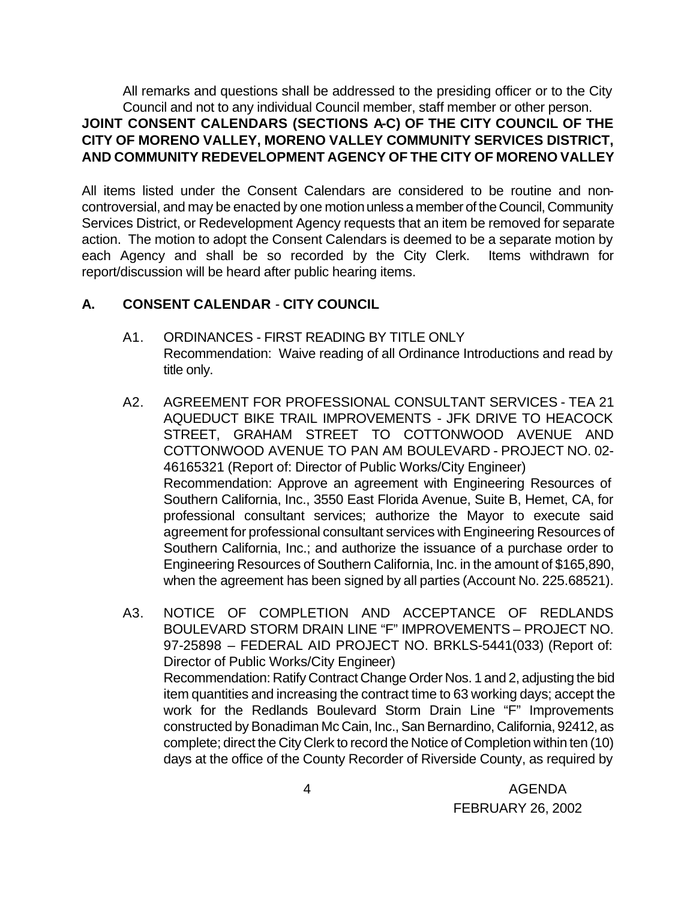All remarks and questions shall be addressed to the presiding officer or to the City Council and not to any individual Council member, staff member or other person.

**JOINT CONSENT CALENDARS (SECTIONS A-C) OF THE CITY COUNCIL OF THE CITY OF MORENO VALLEY, MORENO VALLEY COMMUNITY SERVICES DISTRICT, AND COMMUNITY REDEVELOPMENT AGENCY OF THE CITY OF MORENO VALLEY**

All items listed under the Consent Calendars are considered to be routine and non-controversial, and may be enacted by one motion unless a member of the Council, Community Services District, or Redevelopment Agency requests that an item be removed for separate action. The motion to adopt the Consent Calendars is deemed to be a separate motion by each Agency and shall be so recorded by the City Clerk. Items withdrawn for report/discussion will be heard after public hearing items.

## A. CONSENT CALENDAR - CITY COUNCIL

A1. ORDINANCES - FIRST READING BY TITLE ONLY
Recommendation: Waive reading of all Ordinance Introductions and read by title only.

A2. AGREEMENT FOR PROFESSIONAL CONSULTANT SERVICES - TEA 21 AQUEDUCT BIKE TRAIL IMPROVEMENTS - JFK DRIVE TO HEACOCK STREET, GRAHAM STREET TO COTTONWOOD AVENUE AND COTTONWOOD AVENUE TO PAN AM BOULEVARD - PROJECT NO. 02-46165321 (Report of: Director of Public Works/City Engineer)
Recommendation: Approve an agreement with Engineering Resources of Southern California, Inc., 3550 East Florida Avenue, Suite B, Hemet, CA, for professional consultant services; authorize the Mayor to execute said agreement for professional consultant services with Engineering Resources of Southern California, Inc.; and authorize the issuance of a purchase order to Engineering Resources of Southern California, Inc. in the amount of $165,890, when the agreement has been signed by all parties (Account No. 225.68521).

A3. NOTICE OF COMPLETION AND ACCEPTANCE OF REDLANDS BOULEVARD STORM DRAIN LINE "F" IMPROVEMENTS – PROJECT NO. 97-25898 – FEDERAL AID PROJECT NO. BRKLS-5441(033) (Report of: Director of Public Works/City Engineer)
Recommendation: Ratify Contract Change Order Nos. 1 and 2, adjusting the bid item quantities and increasing the contract time to 63 working days; accept the work for the Redlands Boulevard Storm Drain Line "F" Improvements constructed by Bonadiman Mc Cain, Inc., San Bernardino, California, 92412, as complete; direct the City Clerk to record the Notice of Completion within ten (10) days at the office of the County Recorder of Riverside County, as required by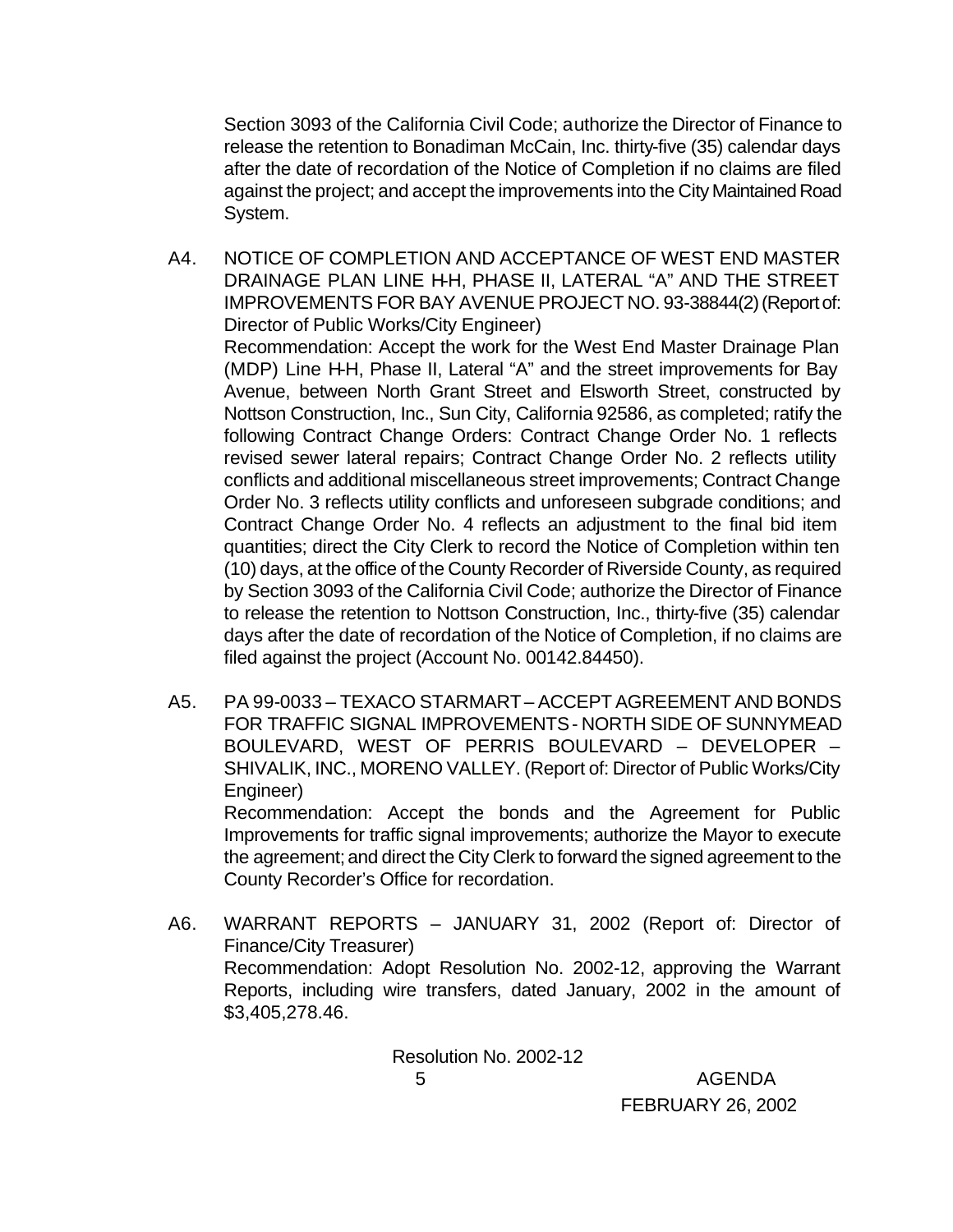Section 3093 of the California Civil Code; authorize the Director of Finance to release the retention to Bonadiman McCain, Inc. thirty-five (35) calendar days after the date of recordation of the Notice of Completion if no claims are filed against the project; and accept the improvements into the City Maintained Road System.

A4. NOTICE OF COMPLETION AND ACCEPTANCE OF WEST END MASTER DRAINAGE PLAN LINE H-H, PHASE II, LATERAL "A" AND THE STREET IMPROVEMENTS FOR BAY AVENUE PROJECT NO. 93-38844(2) (Report of: Director of Public Works/City Engineer)
Recommendation: Accept the work for the West End Master Drainage Plan (MDP) Line H-H, Phase II, Lateral "A" and the street improvements for Bay Avenue, between North Grant Street and Elsworth Street, constructed by Nottson Construction, Inc., Sun City, California 92586, as completed; ratify the following Contract Change Orders: Contract Change Order No. 1 reflects revised sewer lateral repairs; Contract Change Order No. 2 reflects utility conflicts and additional miscellaneous street improvements; Contract Change Order No. 3 reflects utility conflicts and unforeseen subgrade conditions; and Contract Change Order No. 4 reflects an adjustment to the final bid item quantities; direct the City Clerk to record the Notice of Completion within ten (10) days, at the office of the County Recorder of Riverside County, as required by Section 3093 of the California Civil Code; authorize the Director of Finance to release the retention to Nottson Construction, Inc., thirty-five (35) calendar days after the date of recordation of the Notice of Completion, if no claims are filed against the project (Account No. 00142.84450).

A5. PA 99-0033 – TEXACO STARMART – ACCEPT AGREEMENT AND BONDS FOR TRAFFIC SIGNAL IMPROVEMENTS - NORTH SIDE OF SUNNYMEAD BOULEVARD, WEST OF PERRIS BOULEVARD – DEVELOPER – SHIVALIK, INC., MORENO VALLEY. (Report of: Director of Public Works/City Engineer)
Recommendation: Accept the bonds and the Agreement for Public Improvements for traffic signal improvements; authorize the Mayor to execute the agreement; and direct the City Clerk to forward the signed agreement to the County Recorder's Office for recordation.

A6. WARRANT REPORTS – JANUARY 31, 2002 (Report of: Director of Finance/City Treasurer)
Recommendation: Adopt Resolution No. 2002-12, approving the Warrant Reports, including wire transfers, dated January, 2002 in the amount of $3,405,278.46.

Resolution No. 2002-12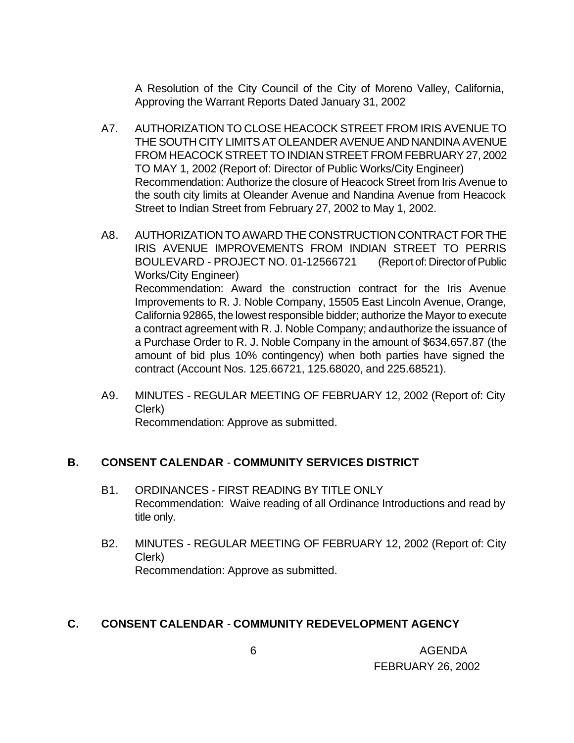A Resolution of the City Council of the City of Moreno Valley, California, Approving the Warrant Reports Dated January 31, 2002

A7. AUTHORIZATION TO CLOSE HEACOCK STREET FROM IRIS AVENUE TO THE SOUTH CITY LIMITS AT OLEANDER AVENUE AND NANDINA AVENUE FROM HEACOCK STREET TO INDIAN STREET FROM FEBRUARY 27, 2002 TO MAY 1, 2002 (Report of: Director of Public Works/City Engineer)
Recommendation: Authorize the closure of Heacock Street from Iris Avenue to the south city limits at Oleander Avenue and Nandina Avenue from Heacock Street to Indian Street from February 27, 2002 to May 1, 2002.

A8. AUTHORIZATION TO AWARD THE CONSTRUCTION CONTRACT FOR THE IRIS AVENUE IMPROVEMENTS FROM INDIAN STREET TO PERRIS BOULEVARD - PROJECT NO. 01-12566721 (Report of: Director of Public Works/City Engineer)
Recommendation: Award the construction contract for the Iris Avenue Improvements to R. J. Noble Company, 15505 East Lincoln Avenue, Orange, California 92865, the lowest responsible bidder; authorize the Mayor to execute a contract agreement with R. J. Noble Company; and authorize the issuance of a Purchase Order to R. J. Noble Company in the amount of $634,657.87 (the amount of bid plus 10% contingency) when both parties have signed the contract (Account Nos. 125.66721, 125.68020, and 225.68521).

A9. MINUTES - REGULAR MEETING OF FEBRUARY 12, 2002 (Report of: City Clerk)
Recommendation: Approve as submitted.

## B. CONSENT CALENDAR - COMMUNITY SERVICES DISTRICT

B1. ORDINANCES - FIRST READING BY TITLE ONLY
Recommendation: Waive reading of all Ordinance Introductions and read by title only.

B2. MINUTES - REGULAR MEETING OF FEBRUARY 12, 2002 (Report of: City Clerk)
Recommendation: Approve as submitted.

## C. CONSENT CALENDAR - COMMUNITY REDEVELOPMENT AGENCY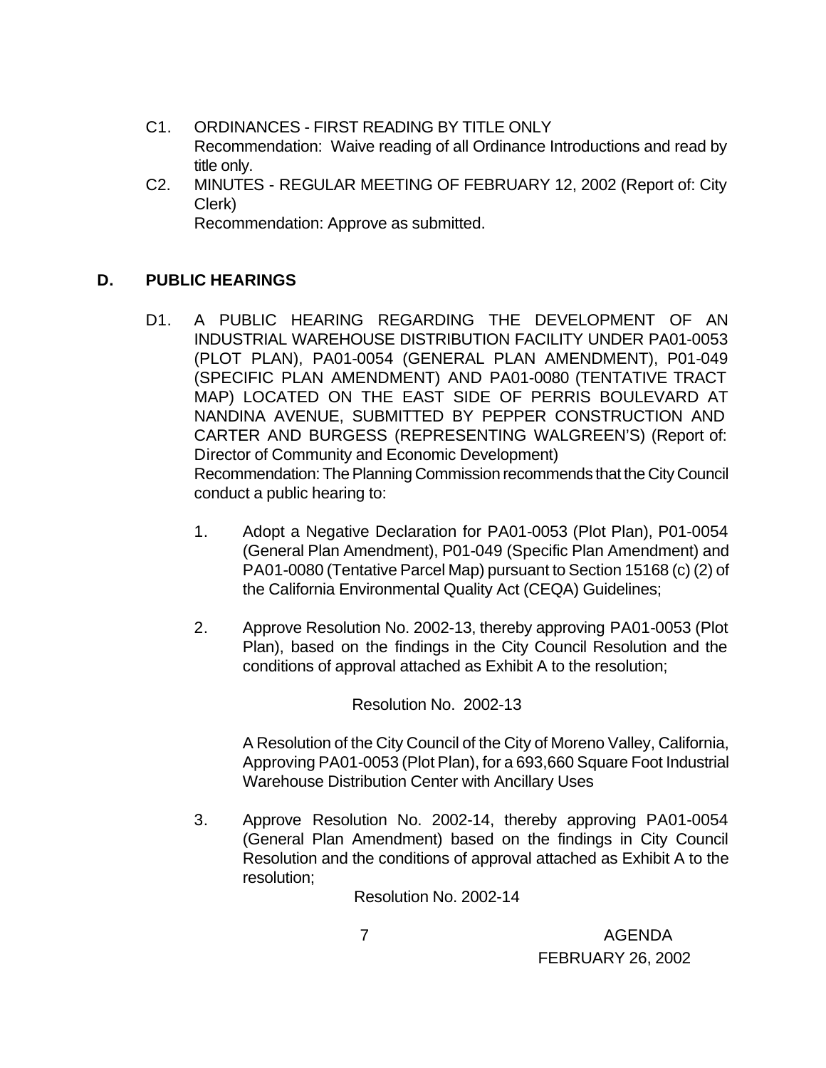C1. ORDINANCES - FIRST READING BY TITLE ONLY
Recommendation: Waive reading of all Ordinance Introductions and read by title only.

C2. MINUTES - REGULAR MEETING OF FEBRUARY 12, 2002 (Report of: City Clerk)
Recommendation: Approve as submitted.

## D. PUBLIC HEARINGS

D1. A PUBLIC HEARING REGARDING THE DEVELOPMENT OF AN INDUSTRIAL WAREHOUSE DISTRIBUTION FACILITY UNDER PA01-0053 (PLOT PLAN), PA01-0054 (GENERAL PLAN AMENDMENT), P01-049 (SPECIFIC PLAN AMENDMENT) AND PA01-0080 (TENTATIVE TRACT MAP) LOCATED ON THE EAST SIDE OF PERRIS BOULEVARD AT NANDINA AVENUE, SUBMITTED BY PEPPER CONSTRUCTION AND CARTER AND BURGESS (REPRESENTING WALGREEN'S) (Report of: Director of Community and Economic Development)
Recommendation: The Planning Commission recommends that the City Council conduct a public hearing to:

1. Adopt a Negative Declaration for PA01-0053 (Plot Plan), P01-0054 (General Plan Amendment), P01-049 (Specific Plan Amendment) and PA01-0080 (Tentative Parcel Map) pursuant to Section 15168 (c) (2) of the California Environmental Quality Act (CEQA) Guidelines;

2. Approve Resolution No. 2002-13, thereby approving PA01-0053 (Plot Plan), based on the findings in the City Council Resolution and the conditions of approval attached as Exhibit A to the resolution;

   Resolution No. 2002-13

   A Resolution of the City Council of the City of Moreno Valley, California, Approving PA01-0053 (Plot Plan), for a 693,660 Square Foot Industrial Warehouse Distribution Center with Ancillary Uses

3. Approve Resolution No. 2002-14, thereby approving PA01-0054 (General Plan Amendment) based on the findings in City Council Resolution and the conditions of approval attached as Exhibit A to the resolution;

   Resolution No. 2002-14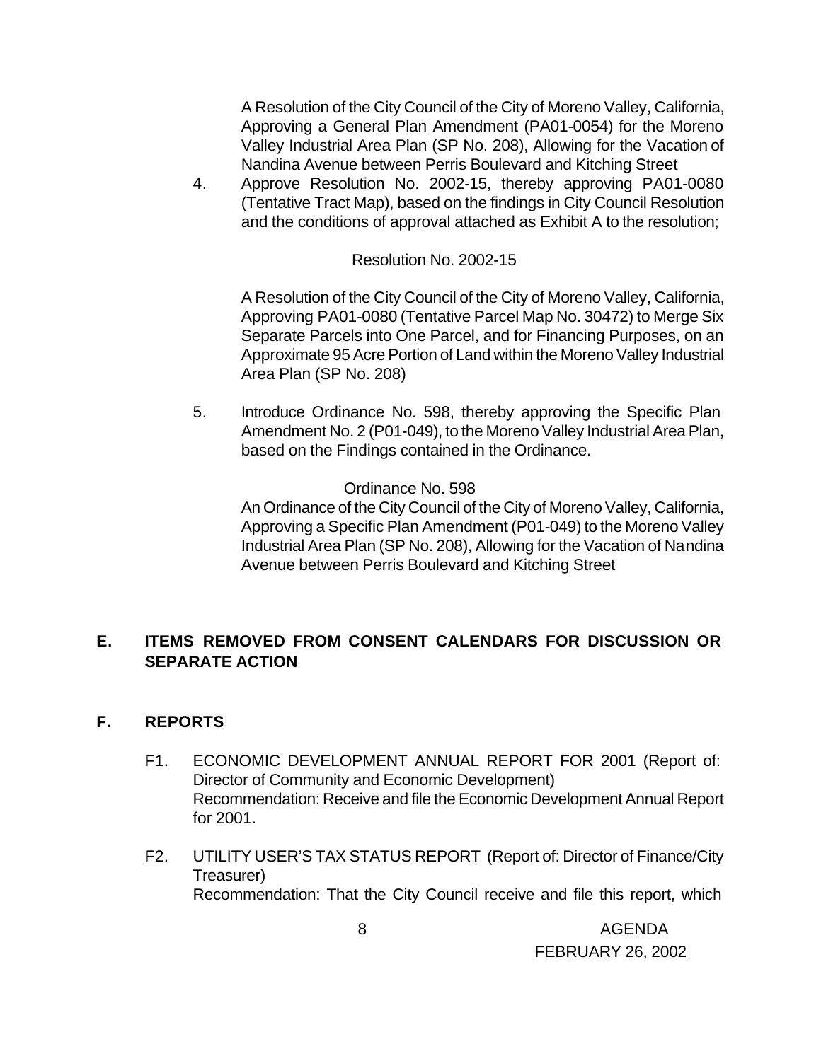A Resolution of the City Council of the City of Moreno Valley, California, Approving a General Plan Amendment (PA01-0054) for the Moreno Valley Industrial Area Plan (SP No. 208), Allowing for the Vacation of Nandina Avenue between Perris Boulevard and Kitching Street

4. Approve Resolution No. 2002-15, thereby approving PA01-0080 (Tentative Tract Map), based on the findings in City Council Resolution and the conditions of approval attached as Exhibit A to the resolution;

Resolution No. 2002-15

A Resolution of the City Council of the City of Moreno Valley, California, Approving PA01-0080 (Tentative Parcel Map No. 30472) to Merge Six Separate Parcels into One Parcel, and for Financing Purposes, on an Approximate 95 Acre Portion of Land within the Moreno Valley Industrial Area Plan (SP No. 208)

5. Introduce Ordinance No. 598, thereby approving the Specific Plan Amendment No. 2 (P01-049), to the Moreno Valley Industrial Area Plan, based on the Findings contained in the Ordinance.

Ordinance No. 598

An Ordinance of the City Council of the City of Moreno Valley, California, Approving a Specific Plan Amendment (P01-049) to the Moreno Valley Industrial Area Plan (SP No. 208), Allowing for the Vacation of Nandina Avenue between Perris Boulevard and Kitching Street

## E. ITEMS REMOVED FROM CONSENT CALENDARS FOR DISCUSSION OR SEPARATE ACTION

## F. REPORTS

F1. ECONOMIC DEVELOPMENT ANNUAL REPORT FOR 2001 (Report of: Director of Community and Economic Development)
Recommendation: Receive and file the Economic Development Annual Report for 2001.

F2. UTILITY USER'S TAX STATUS REPORT (Report of: Director of Finance/City Treasurer)
Recommendation: That the City Council receive and file this report, which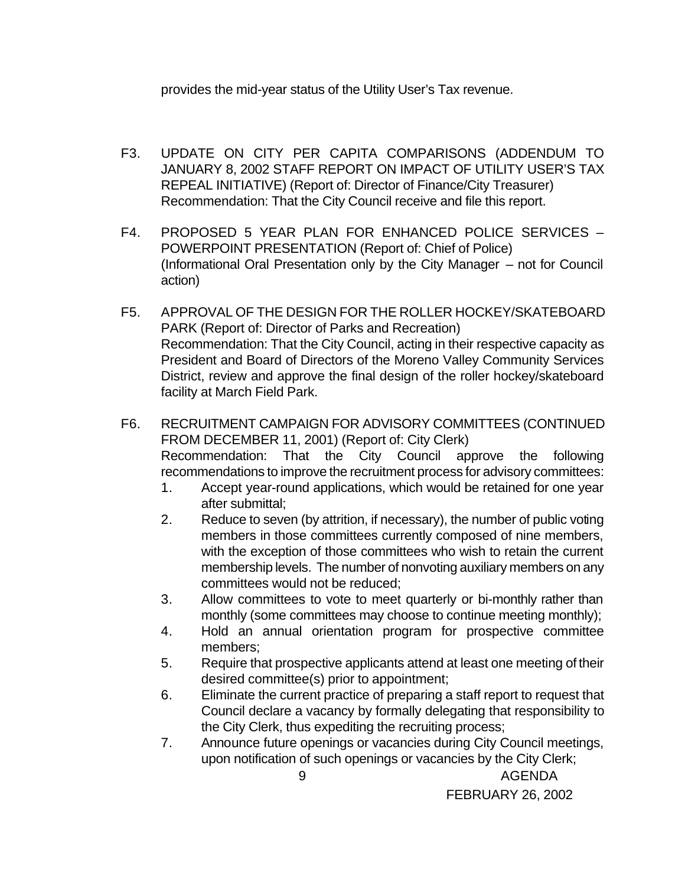provides the mid-year status of the Utility User's Tax revenue.

F3. UPDATE ON CITY PER CAPITA COMPARISONS (ADDENDUM TO JANUARY 8, 2002 STAFF REPORT ON IMPACT OF UTILITY USER'S TAX REPEAL INITIATIVE) (Report of: Director of Finance/City Treasurer)
Recommendation: That the City Council receive and file this report.

F4. PROPOSED 5 YEAR PLAN FOR ENHANCED POLICE SERVICES – POWERPOINT PRESENTATION (Report of: Chief of Police)
(Informational Oral Presentation only by the City Manager – not for Council action)

F5. APPROVAL OF THE DESIGN FOR THE ROLLER HOCKEY/SKATEBOARD PARK (Report of: Director of Parks and Recreation)
Recommendation: That the City Council, acting in their respective capacity as President and Board of Directors of the Moreno Valley Community Services District, review and approve the final design of the roller hockey/skateboard facility at March Field Park.

F6. RECRUITMENT CAMPAIGN FOR ADVISORY COMMITTEES (CONTINUED FROM DECEMBER 11, 2001) (Report of: City Clerk)
Recommendation: That the City Council approve the following recommendations to improve the recruitment process for advisory committees:

1. Accept year-round applications, which would be retained for one year after submittal;
2. Reduce to seven (by attrition, if necessary), the number of public voting members in those committees currently composed of nine members, with the exception of those committees who wish to retain the current membership levels. The number of nonvoting auxiliary members on any committees would not be reduced;
3. Allow committees to vote to meet quarterly or bi-monthly rather than monthly (some committees may choose to continue meeting monthly);
4. Hold an annual orientation program for prospective committee members;
5. Require that prospective applicants attend at least one meeting of their desired committee(s) prior to appointment;
6. Eliminate the current practice of preparing a staff report to request that Council declare a vacancy by formally delegating that responsibility to the City Clerk, thus expediting the recruiting process;
7. Announce future openings or vacancies during City Council meetings, upon notification of such openings or vacancies by the City Clerk;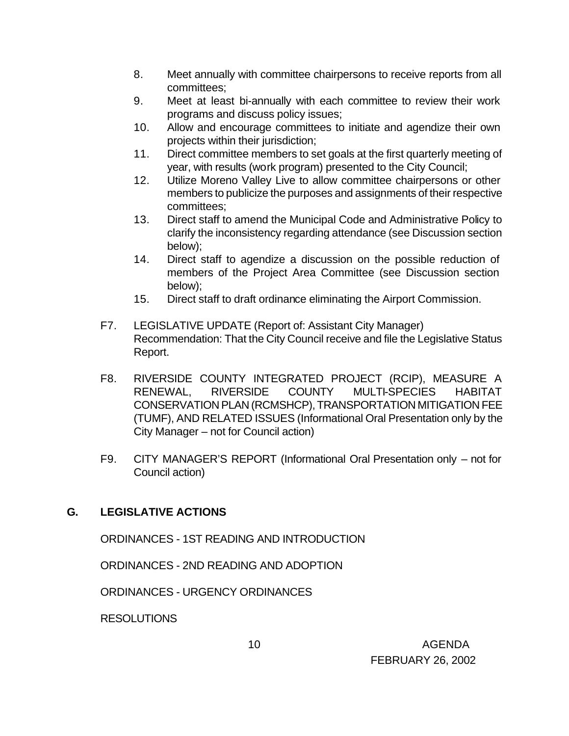8. Meet annually with committee chairpersons to receive reports from all committees;
9. Meet at least bi-annually with each committee to review their work programs and discuss policy issues;
10. Allow and encourage committees to initiate and agendize their own projects within their jurisdiction;
11. Direct committee members to set goals at the first quarterly meeting of year, with results (work program) presented to the City Council;
12. Utilize Moreno Valley Live to allow committee chairpersons or other members to publicize the purposes and assignments of their respective committees;
13. Direct staff to amend the Municipal Code and Administrative Policy to clarify the inconsistency regarding attendance (see Discussion section below);
14. Direct staff to agendize a discussion on the possible reduction of members of the Project Area Committee (see Discussion section below);
15. Direct staff to draft ordinance eliminating the Airport Commission.

F7. LEGISLATIVE UPDATE (Report of: Assistant City Manager)
Recommendation: That the City Council receive and file the Legislative Status Report.

F8. RIVERSIDE COUNTY INTEGRATED PROJECT (RCIP), MEASURE A RENEWAL, RIVERSIDE COUNTY MULTI-SPECIES HABITAT CONSERVATION PLAN (RCMSHCP), TRANSPORTATION MITIGATION FEE (TUMF), AND RELATED ISSUES (Informational Oral Presentation only by the City Manager – not for Council action)

F9. CITY MANAGER'S REPORT (Informational Oral Presentation only – not for Council action)

## G. LEGISLATIVE ACTIONS

ORDINANCES - 1ST READING AND INTRODUCTION

ORDINANCES - 2ND READING AND ADOPTION

ORDINANCES - URGENCY ORDINANCES

RESOLUTIONS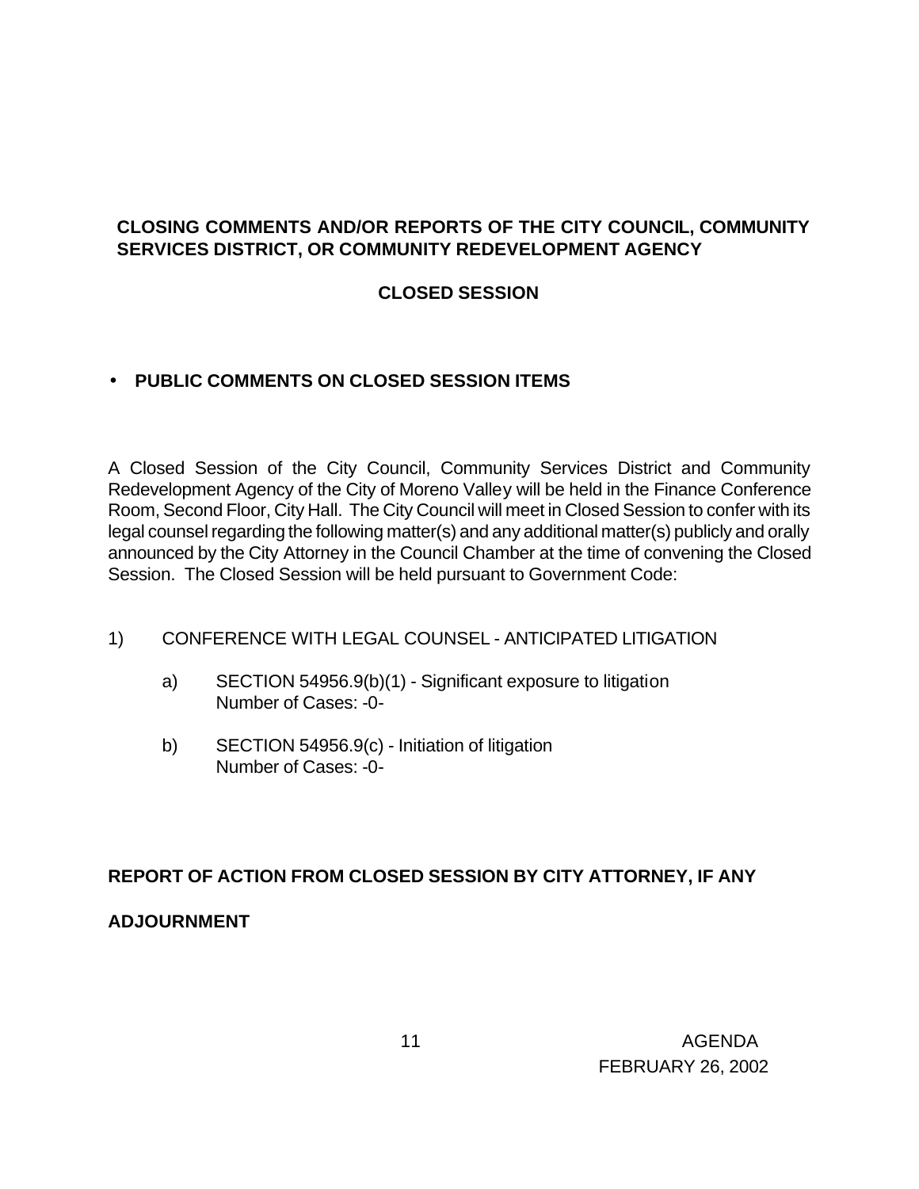**CLOSING COMMENTS AND/OR REPORTS OF THE CITY COUNCIL, COMMUNITY SERVICES DISTRICT, OR COMMUNITY REDEVELOPMENT AGENCY**

**CLOSED SESSION**

- **PUBLIC COMMENTS ON CLOSED SESSION ITEMS**

A Closed Session of the City Council, Community Services District and Community Redevelopment Agency of the City of Moreno Valley will be held in the Finance Conference Room, Second Floor, City Hall. The City Council will meet in Closed Session to confer with its legal counsel regarding the following matter(s) and any additional matter(s) publicly and orally announced by the City Attorney in the Council Chamber at the time of convening the Closed Session. The Closed Session will be held pursuant to Government Code:

1) CONFERENCE WITH LEGAL COUNSEL - ANTICIPATED LITIGATION

   a) SECTION 54956.9(b)(1) - Significant exposure to litigation
      Number of Cases: -0-

   b) SECTION 54956.9(c) - Initiation of litigation
      Number of Cases: -0-

**REPORT OF ACTION FROM CLOSED SESSION BY CITY ATTORNEY, IF ANY**

**ADJOURNMENT**